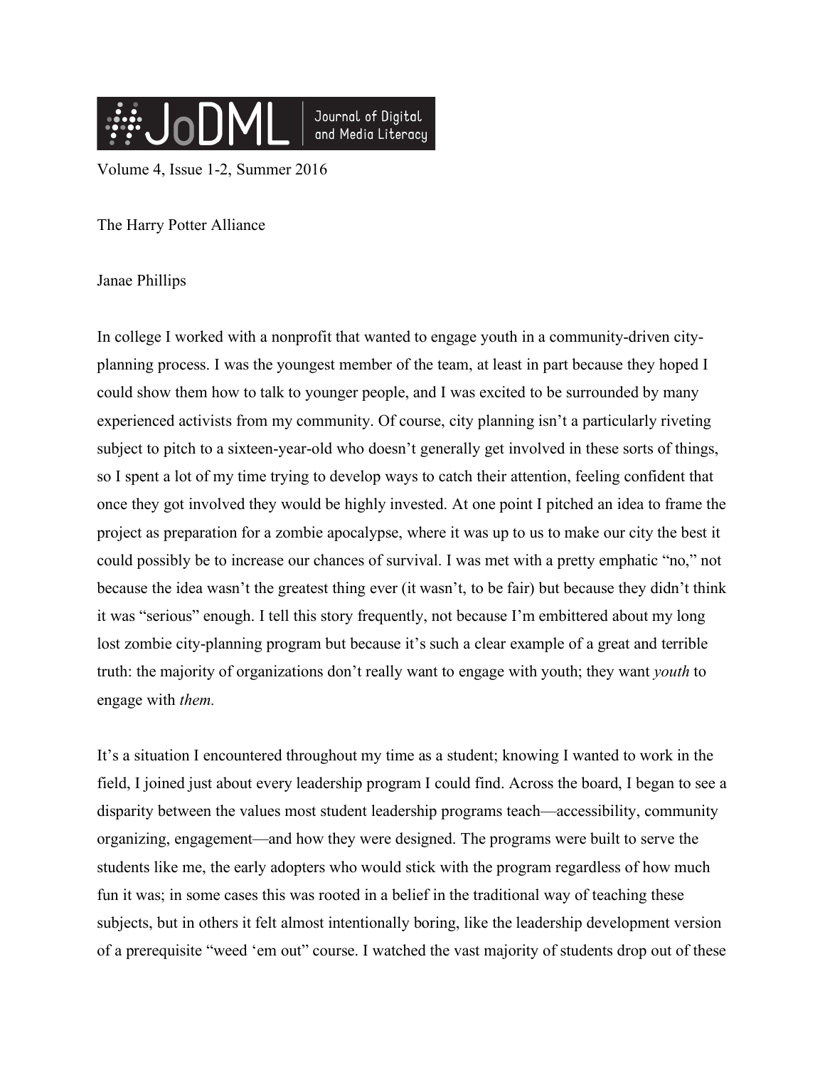# The Harry Potter Alliance

Janae Phillips

In college I worked with a nonprofit that wanted to engage youth in a community-driven city-planning process. I was the youngest member of the team, at least in part because they hoped I could show them how to talk to younger people, and I was excited to be surrounded by many experienced activists from my community. Of course, city planning isn't a particularly riveting subject to pitch to a sixteen-year-old who doesn't generally get involved in these sorts of things, so I spent a lot of my time trying to develop ways to catch their attention, feeling confident that once they got involved they would be highly invested. At one point I pitched an idea to frame the project as preparation for a zombie apocalypse, where it was up to us to make our city the best it could possibly be to increase our chances of survival. I was met with a pretty emphatic "no," not because the idea wasn't the greatest thing ever (it wasn't, to be fair) but because they didn't think it was "serious" enough. I tell this story frequently, not because I'm embittered about my long lost zombie city-planning program but because it's such a clear example of a great and terrible truth: the majority of organizations don't really want to engage with youth; they want *youth* to engage with *them.*

It's a situation I encountered throughout my time as a student; knowing I wanted to work in the field, I joined just about every leadership program I could find. Across the board, I began to see a disparity between the values most student leadership programs teach—accessibility, community organizing, engagement—and how they were designed. The programs were built to serve the students like me, the early adopters who would stick with the program regardless of how much fun it was; in some cases this was rooted in a belief in the traditional way of teaching these subjects, but in others it felt almost intentionally boring, like the leadership development version of a prerequisite "weed 'em out" course. I watched the vast majority of students drop out of these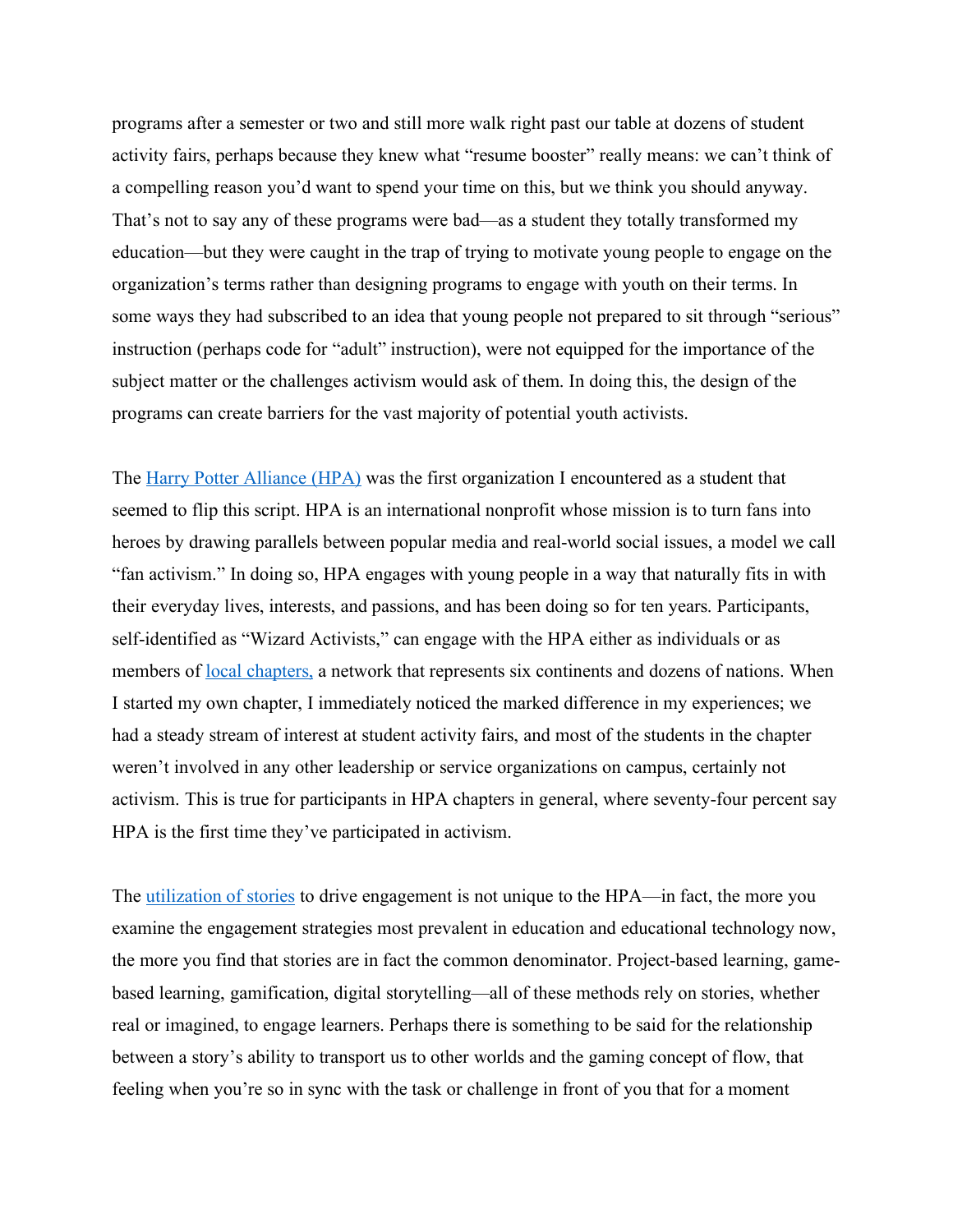programs after a semester or two and still more walk right past our table at dozens of student activity fairs, perhaps because they knew what "resume booster" really means: we can't think of a compelling reason you'd want to spend your time on this, but we think you should anyway. That's not to say any of these programs were bad—as a student they totally transformed my education—but they were caught in the trap of trying to motivate young people to engage on the organization's terms rather than designing programs to engage with youth on their terms. In some ways they had subscribed to an idea that young people not prepared to sit through "serious" instruction (perhaps code for "adult" instruction), were not equipped for the importance of the subject matter or the challenges activism would ask of them. In doing this, the design of the programs can create barriers for the vast majority of potential youth activists.

The [Harry Potter Alliance (HPA)]() was the first organization I encountered as a student that seemed to flip this script. HPA is an international nonprofit whose mission is to turn fans into heroes by drawing parallels between popular media and real-world social issues, a model we call "fan activism." In doing so, HPA engages with young people in a way that naturally fits in with their everyday lives, interests, and passions, and has been doing so for ten years. Participants, self-identified as "Wizard Activists," can engage with the HPA either as individuals or as members of [local chapters,]() a network that represents six continents and dozens of nations. When I started my own chapter, I immediately noticed the marked difference in my experiences; we had a steady stream of interest at student activity fairs, and most of the students in the chapter weren't involved in any other leadership or service organizations on campus, certainly not activism. This is true for participants in HPA chapters in general, where seventy-four percent say HPA is the first time they've participated in activism.

The [utilization of stories]() to drive engagement is not unique to the HPA—in fact, the more you examine the engagement strategies most prevalent in education and educational technology now, the more you find that stories are in fact the common denominator. Project-based learning, game-based learning, gamification, digital storytelling—all of these methods rely on stories, whether real or imagined, to engage learners. Perhaps there is something to be said for the relationship between a story's ability to transport us to other worlds and the gaming concept of flow, that feeling when you're so in sync with the task or challenge in front of you that for a moment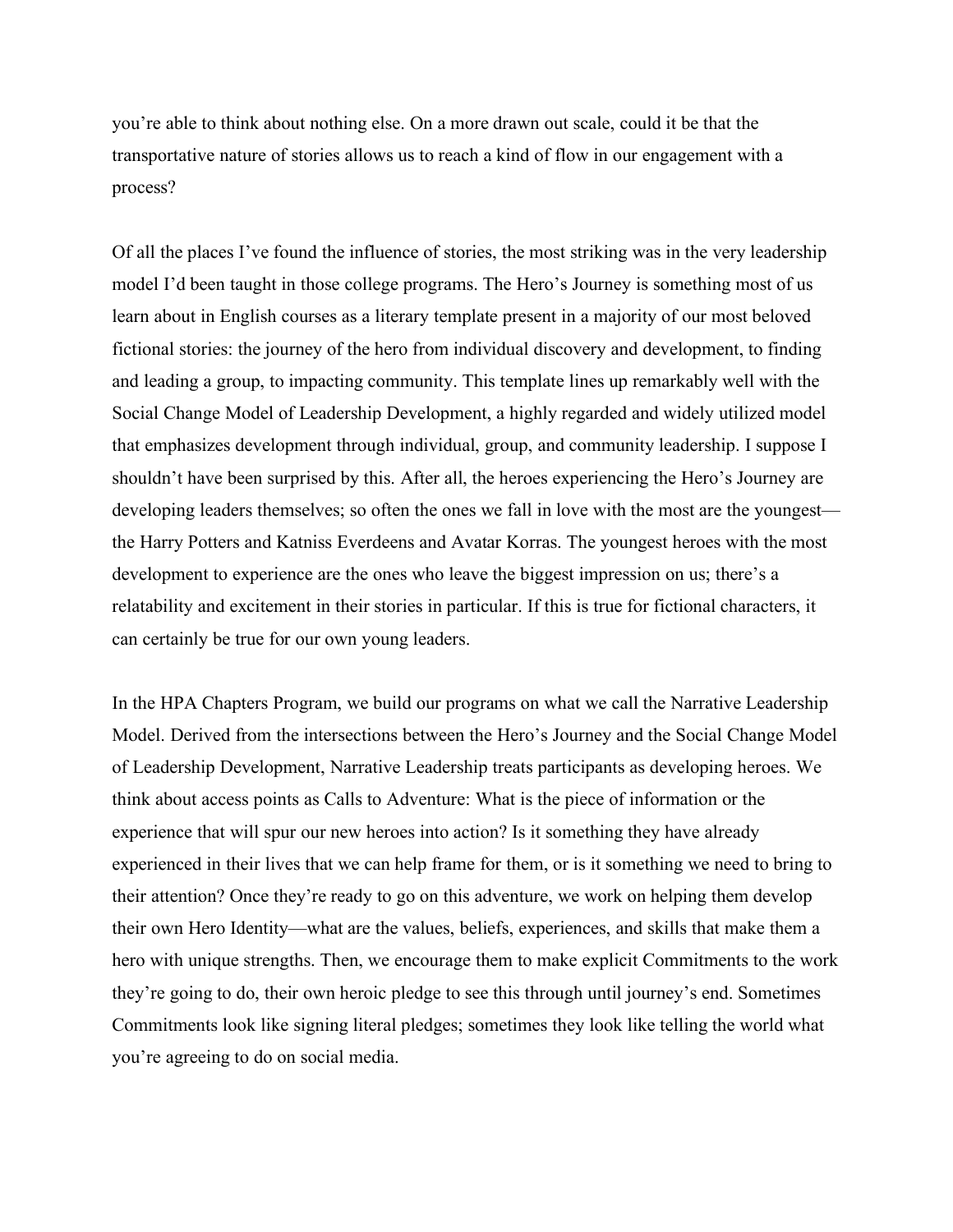you're able to think about nothing else. On a more drawn out scale, could it be that the transportative nature of stories allows us to reach a kind of flow in our engagement with a process?

Of all the places I've found the influence of stories, the most striking was in the very leadership model I'd been taught in those college programs. The Hero's Journey is something most of us learn about in English courses as a literary template present in a majority of our most beloved fictional stories: the journey of the hero from individual discovery and development, to finding and leading a group, to impacting community. This template lines up remarkably well with the Social Change Model of Leadership Development, a highly regarded and widely utilized model that emphasizes development through individual, group, and community leadership. I suppose I shouldn't have been surprised by this. After all, the heroes experiencing the Hero's Journey are developing leaders themselves; so often the ones we fall in love with the most are the youngest—the Harry Potters and Katniss Everdeens and Avatar Korras. The youngest heroes with the most development to experience are the ones who leave the biggest impression on us; there's a relatability and excitement in their stories in particular. If this is true for fictional characters, it can certainly be true for our own young leaders.

In the HPA Chapters Program, we build our programs on what we call the Narrative Leadership Model. Derived from the intersections between the Hero's Journey and the Social Change Model of Leadership Development, Narrative Leadership treats participants as developing heroes. We think about access points as Calls to Adventure: What is the piece of information or the experience that will spur our new heroes into action? Is it something they have already experienced in their lives that we can help frame for them, or is it something we need to bring to their attention? Once they're ready to go on this adventure, we work on helping them develop their own Hero Identity—what are the values, beliefs, experiences, and skills that make them a hero with unique strengths. Then, we encourage them to make explicit Commitments to the work they're going to do, their own heroic pledge to see this through until journey's end. Sometimes Commitments look like signing literal pledges; sometimes they look like telling the world what you're agreeing to do on social media.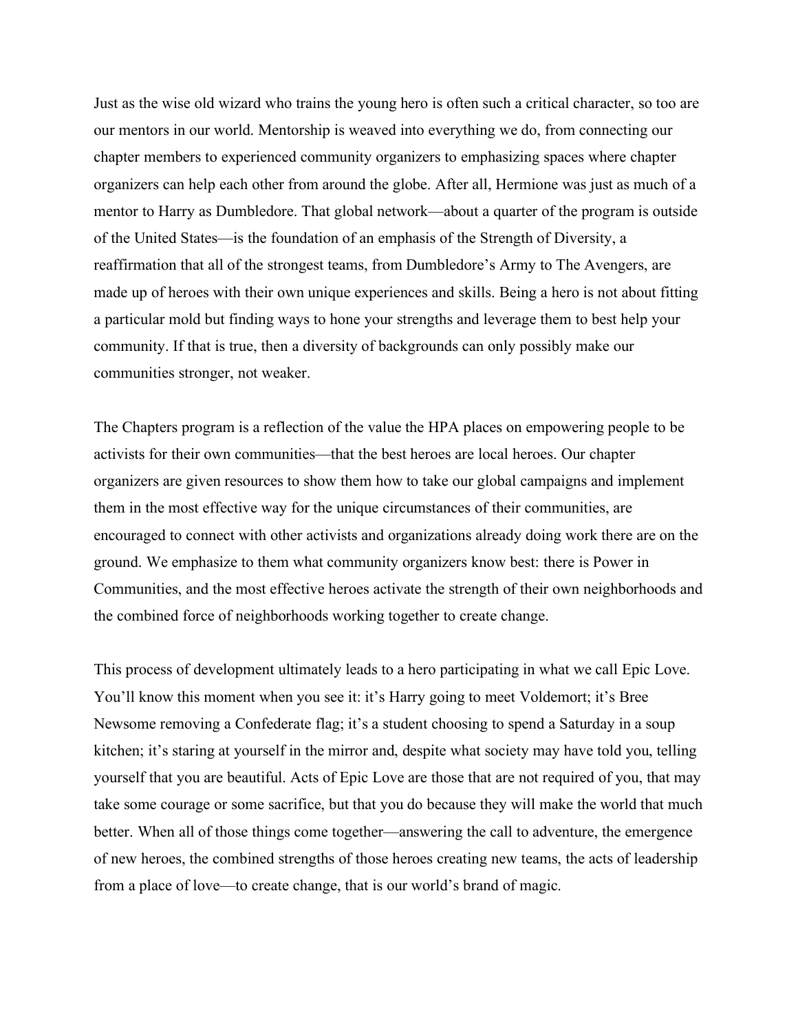Just as the wise old wizard who trains the young hero is often such a critical character, so too are our mentors in our world. Mentorship is weaved into everything we do, from connecting our chapter members to experienced community organizers to emphasizing spaces where chapter organizers can help each other from around the globe. After all, Hermione was just as much of a mentor to Harry as Dumbledore. That global network—about a quarter of the program is outside of the United States—is the foundation of an emphasis of the Strength of Diversity, a reaffirmation that all of the strongest teams, from Dumbledore's Army to The Avengers, are made up of heroes with their own unique experiences and skills. Being a hero is not about fitting a particular mold but finding ways to hone your strengths and leverage them to best help your community. If that is true, then a diversity of backgrounds can only possibly make our communities stronger, not weaker.

The Chapters program is a reflection of the value the HPA places on empowering people to be activists for their own communities—that the best heroes are local heroes. Our chapter organizers are given resources to show them how to take our global campaigns and implement them in the most effective way for the unique circumstances of their communities, are encouraged to connect with other activists and organizations already doing work there are on the ground. We emphasize to them what community organizers know best: there is Power in Communities, and the most effective heroes activate the strength of their own neighborhoods and the combined force of neighborhoods working together to create change.

This process of development ultimately leads to a hero participating in what we call Epic Love. You'll know this moment when you see it: it's Harry going to meet Voldemort; it's Bree Newsome removing a Confederate flag; it's a student choosing to spend a Saturday in a soup kitchen; it's staring at yourself in the mirror and, despite what society may have told you, telling yourself that you are beautiful. Acts of Epic Love are those that are not required of you, that may take some courage or some sacrifice, but that you do because they will make the world that much better. When all of those things come together—answering the call to adventure, the emergence of new heroes, the combined strengths of those heroes creating new teams, the acts of leadership from a place of love—to create change, that is our world's brand of magic.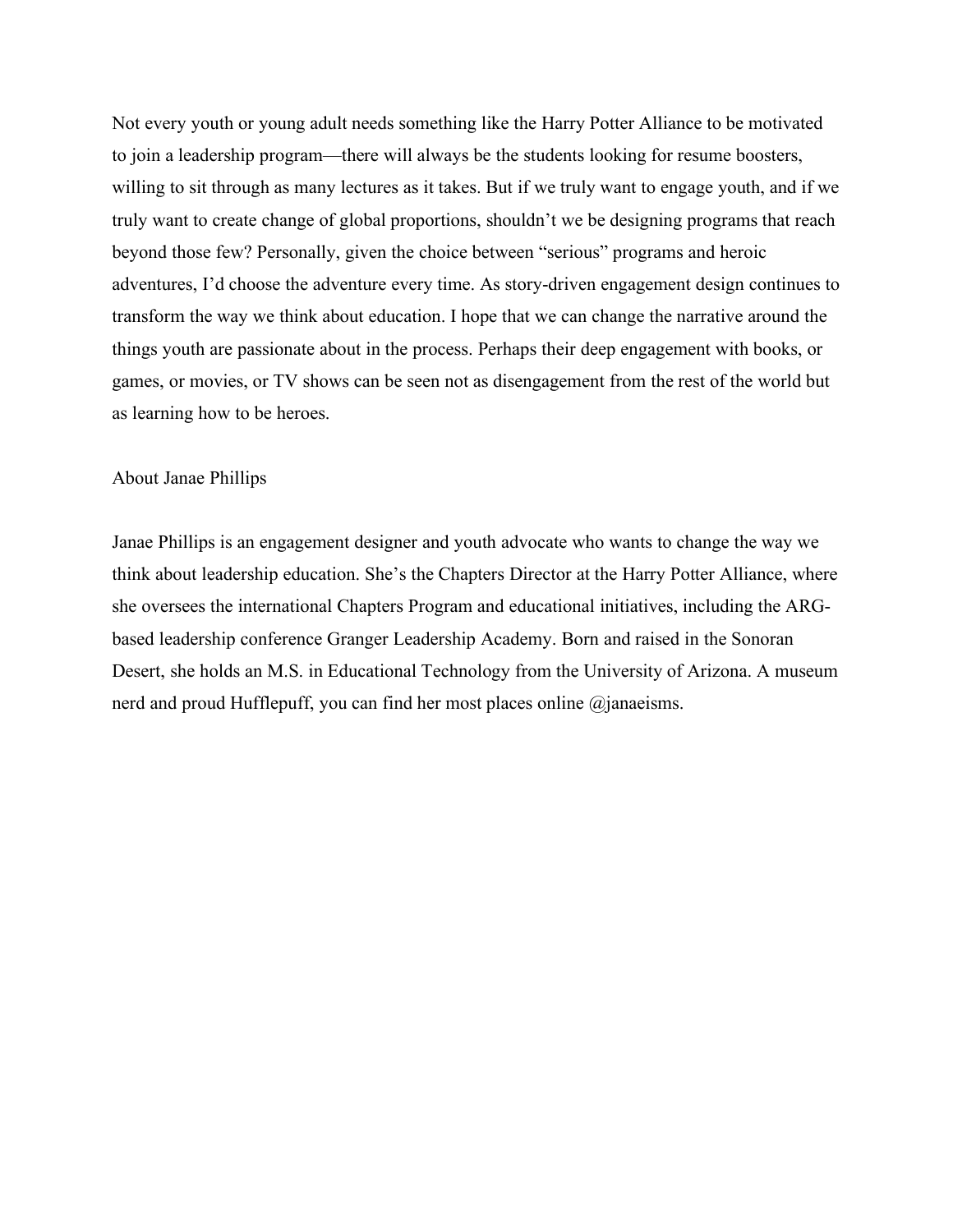Not every youth or young adult needs something like the Harry Potter Alliance to be motivated to join a leadership program—there will always be the students looking for resume boosters, willing to sit through as many lectures as it takes. But if we truly want to engage youth, and if we truly want to create change of global proportions, shouldn't we be designing programs that reach beyond those few? Personally, given the choice between "serious" programs and heroic adventures, I'd choose the adventure every time. As story-driven engagement design continues to transform the way we think about education. I hope that we can change the narrative around the things youth are passionate about in the process. Perhaps their deep engagement with books, or games, or movies, or TV shows can be seen not as disengagement from the rest of the world but as learning how to be heroes.

About Janae Phillips

Janae Phillips is an engagement designer and youth advocate who wants to change the way we think about leadership education. She's the Chapters Director at the Harry Potter Alliance, where she oversees the international Chapters Program and educational initiatives, including the ARG-based leadership conference Granger Leadership Academy. Born and raised in the Sonoran Desert, she holds an M.S. in Educational Technology from the University of Arizona. A museum nerd and proud Hufflepuff, you can find her most places online @janaeisms.